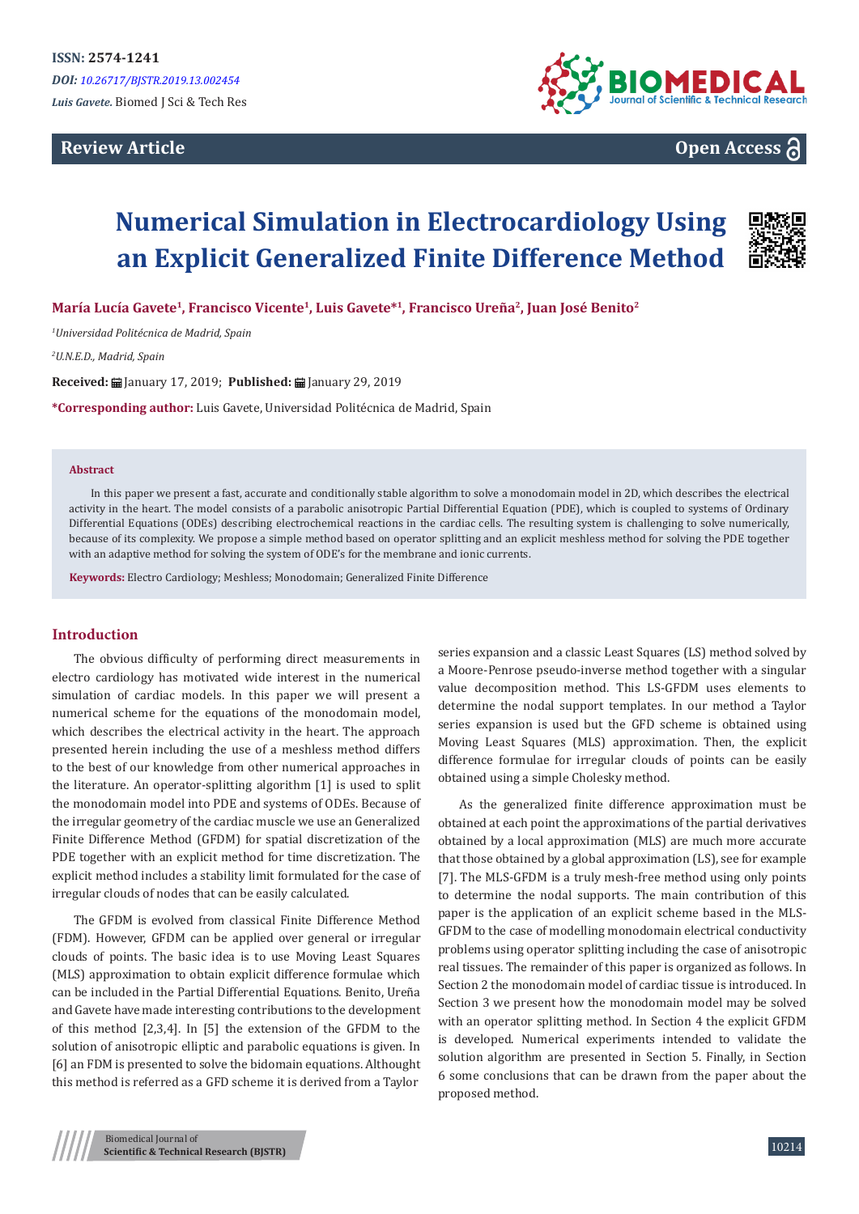ISSN: 2574-1241

*DOI: 10.26717/BJSTR.2019.13.002454*

*Luis Gavete.* Biomed J Sci & Tech Res

**Review Article** **Open Access**

# Numerical Simulation in Electrocardiology Using an Explicit Generalized Finite Difference Method

**María Lucía Gavete[1], Francisco Vicente[1], Luis Gavete*[1], Francisco Ureña[2], Juan José Benito[2]**

*[1]Universidad Politécnica de Madrid, Spain*

*[2]U.N.E.D., Madrid, Spain*

**Received:** January 17, 2019; **Published:** January 29, 2019

***Corresponding author:** Luis Gavete, Universidad Politécnica de Madrid, Spain

### Abstract

In this paper we present a fast, accurate and conditionally stable algorithm to solve a monodomain model in 2D, which describes the electrical activity in the heart. The model consists of a parabolic anisotropic Partial Differential Equation (PDE), which is coupled to systems of Ordinary Differential Equations (ODEs) describing electrochemical reactions in the cardiac cells. The resulting system is challenging to solve numerically, because of its complexity. We propose a simple method based on operator splitting and an explicit meshless method for solving the PDE together with an adaptive method for solving the system of ODE's for the membrane and ionic currents.

**Keywords:** Electro Cardiology; Meshless; Monodomain; Generalized Finite Difference

## Introduction

The obvious difficulty of performing direct measurements in electro cardiology has motivated wide interest in the numerical simulation of cardiac models. In this paper we will present a numerical scheme for the equations of the monodomain model, which describes the electrical activity in the heart. The approach presented herein including the use of a meshless method differs to the best of our knowledge from other numerical approaches in the literature. An operator-splitting algorithm [1] is used to split the monodomain model into PDE and systems of ODEs. Because of the irregular geometry of the cardiac muscle we use an Generalized Finite Difference Method (GFDM) for spatial discretization of the PDE together with an explicit method for time discretization. The explicit method includes a stability limit formulated for the case of irregular clouds of nodes that can be easily calculated.

The GFDM is evolved from classical Finite Difference Method (FDM). However, GFDM can be applied over general or irregular clouds of points. The basic idea is to use Moving Least Squares (MLS) approximation to obtain explicit difference formulae which can be included in the Partial Differential Equations. Benito, Ureña and Gavete have made interesting contributions to the development of this method [2,3,4]. In [5] the extension of the GFDM to the solution of anisotropic elliptic and parabolic equations is given. In [6] an FDM is presented to solve the bidomain equations. Althought this method is referred as a GFD scheme it is derived from a Taylor series expansion and a classic Least Squares (LS) method solved by a Moore-Penrose pseudo-inverse method together with a singular value decomposition method. This LS-GFDM uses elements to determine the nodal support templates. In our method a Taylor series expansion is used but the GFD scheme is obtained using Moving Least Squares (MLS) approximation. Then, the explicit difference formulae for irregular clouds of points can be easily obtained using a simple Cholesky method.

As the generalized finite difference approximation must be obtained at each point the approximations of the partial derivatives obtained by a local approximation (MLS) are much more accurate that those obtained by a global approximation (LS), see for example [7]. The MLS-GFDM is a truly mesh-free method using only points to determine the nodal supports. The main contribution of this paper is the application of an explicit scheme based in the MLS-GFDM to the case of modelling monodomain electrical conductivity problems using operator splitting including the case of anisotropic real tissues. The remainder of this paper is organized as follows. In Section 2 the monodomain model of cardiac tissue is introduced. In Section 3 we present how the monodomain model may be solved with an operator splitting method. In Section 4 the explicit GFDM is developed. Numerical experiments intended to validate the solution algorithm are presented in Section 5. Finally, in Section 6 some conclusions that can be drawn from the paper about the proposed method.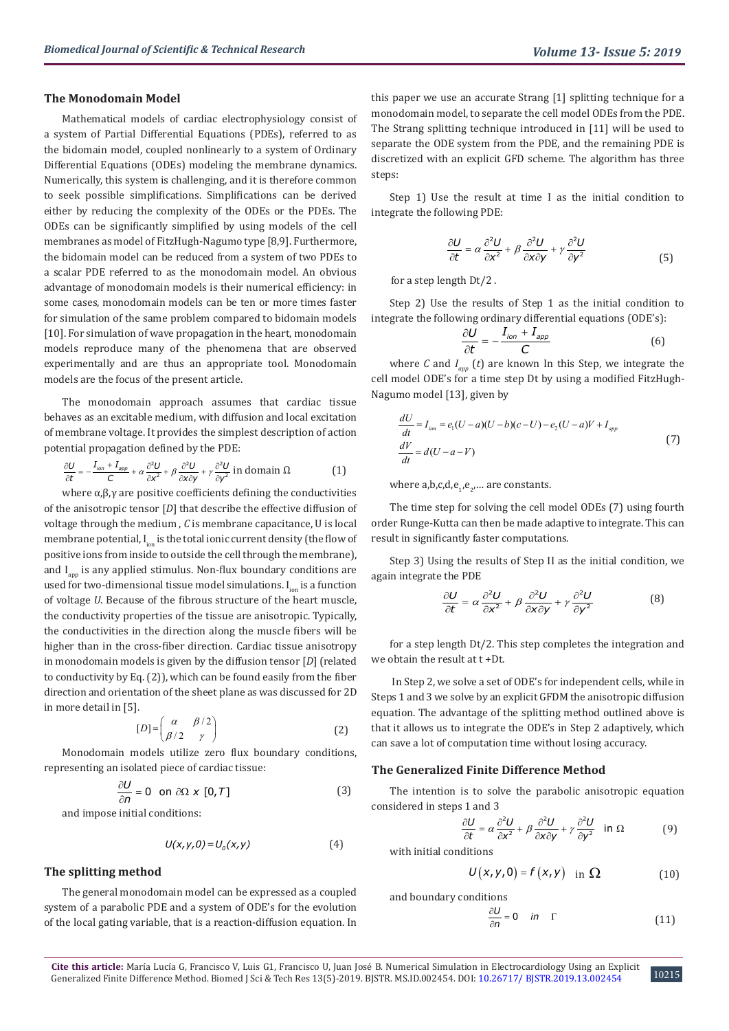### The Monodomain Model

Mathematical models of cardiac electrophysiology consist of a system of Partial Differential Equations (PDEs), referred to as the bidomain model, coupled nonlinearly to a system of Ordinary Differential Equations (ODEs) modeling the membrane dynamics. Numerically, this system is challenging, and it is therefore common to seek possible simplifications. Simplifications can be derived either by reducing the complexity of the ODEs or the PDEs. The ODEs can be significantly simplified by using models of the cell membranes as model of FitzHugh-Nagumo type [8,9]. Furthermore, the bidomain model can be reduced from a system of two PDEs to a scalar PDE referred to as the monodomain model. An obvious advantage of monodomain models is their numerical efficiency: in some cases, monodomain models can be ten or more times faster for simulation of the same problem compared to bidomain models [10]. For simulation of wave propagation in the heart, monodomain models reproduce many of the phenomena that are observed experimentally and are thus an appropriate tool. Monodomain models are the focus of the present article.

The monodomain approach assumes that cardiac tissue behaves as an excitable medium, with diffusion and local excitation of membrane voltage. It provides the simplest description of action potential propagation defined by the PDE:

$$\frac{\partial U}{\partial t} = -\frac{I_{ion} + I_{app}}{C} + \alpha\frac{\partial^2 U}{\partial x^2} + \beta\frac{\partial^2 U}{\partial x \partial y} + \gamma\frac{\partial^2 U}{\partial y^2} \text{ in domain } \Omega \qquad (1)$$

where α,β,γ are positive coefficients defining the conductivities of the anisotropic tensor [*D*] that describe the effective diffusion of voltage through the medium , *C* is membrane capacitance, U is local membrane potential, $I_{ion}$ is the total ionic current density (the flow of positive ions from inside to outside the cell through the membrane), and $I_{app}$ is any applied stimulus. Non-flux boundary conditions are used for two-dimensional tissue model simulations. $I_{ion}$ is a function of voltage *U*. Because of the fibrous structure of the heart muscle, the conductivity properties of the tissue are anisotropic. Typically, the conductivities in the direction along the muscle fibers will be higher than in the cross-fiber direction. Cardiac tissue anisotropy in monodomain models is given by the diffusion tensor [*D*] (related to conductivity by Eq. (2)), which can be found easily from the fiber direction and orientation of the sheet plane as was discussed for 2D in more detail in [5].

$$[D] = \begin{pmatrix} \alpha & \beta/2 \\ \beta/2 & \gamma \end{pmatrix} \qquad (2)$$

Monodomain models utilize zero flux boundary conditions, representing an isolated piece of cardiac tissue:

$$\frac{\partial U}{\partial n} = 0 \quad \text{on } \partial\Omega \times [0,T] \qquad (3)$$

and impose initial conditions:

$$U(x,y,0) = U_o(x,y) \qquad (4)$$

### The splitting method

The general monodomain model can be expressed as a coupled system of a parabolic PDE and a system of ODE's for the evolution of the local gating variable, that is a reaction-diffusion equation. In this paper we use an accurate Strang [1] splitting technique for a monodomain model, to separate the cell model ODEs from the PDE. The Strang splitting technique introduced in [11] will be used to separate the ODE system from the PDE, and the remaining PDE is discretized with an explicit GFD scheme. The algorithm has three steps:

Step 1) Use the result at time I as the initial condition to integrate the following PDE:

$$\frac{\partial U}{\partial t} = \alpha\frac{\partial^2 U}{\partial x^2} + \beta\frac{\partial^2 U}{\partial x \partial y} + \gamma\frac{\partial^2 U}{\partial y^2} \qquad (5)$$

for a step length Dt/2 .

Step 2) Use the results of Step 1 as the initial condition to integrate the following ordinary differential equations (ODE's):

$$\frac{\partial U}{\partial t} = -\frac{I_{ion} + I_{app}}{C} \qquad (6)$$

where *C* and $I_{app}(t)$ are known In this Step, we integrate the cell model ODE's for a time step Dt by using a modified FitzHugh-Nagumo model [13], given by

$$\begin{aligned} \frac{dU}{dt} &= I_{ion} = e_1(U-a)(U-b)(c-U) - e_2(U-a)V + I_{app} \\ \frac{dV}{dt} &= d(U-a-V) \end{aligned} \qquad (7)$$

where a,b,c,d,$e_1$,$e_2$,... are constants.

The time step for solving the cell model ODEs (7) using fourth order Runge-Kutta can then be made adaptive to integrate. This can result in significantly faster computations.

Step 3) Using the results of Step II as the initial condition, we again integrate the PDE

$$\frac{\partial U}{\partial t} = \alpha\frac{\partial^2 U}{\partial x^2} + \beta\frac{\partial^2 U}{\partial x \partial y} + \gamma\frac{\partial^2 U}{\partial y^2} \qquad (8)$$

for a step length Dt/2. This step completes the integration and we obtain the result at t +Dt.

In Step 2, we solve a set of ODE's for independent cells, while in Steps 1 and 3 we solve by an explicit GFDM the anisotropic diffusion equation. The advantage of the splitting method outlined above is that it allows us to integrate the ODE's in Step 2 adaptively, which can save a lot of computation time without losing accuracy.

### The Generalized Finite Difference Method

The intention is to solve the parabolic anisotropic equation considered in steps 1 and 3

$$\frac{\partial U}{\partial t} = \alpha\frac{\partial^2 U}{\partial x^2} + \beta\frac{\partial^2 U}{\partial x \partial y} + \gamma\frac{\partial^2 U}{\partial y^2} \quad \text{in } \Omega \qquad (9)$$

with initial conditions

$$U(x,y,0) = f(x,y) \quad \text{in } \Omega \qquad (10)$$

and boundary conditions

$$\frac{\partial U}{\partial n} = 0 \quad in \quad \Gamma \qquad (11)$$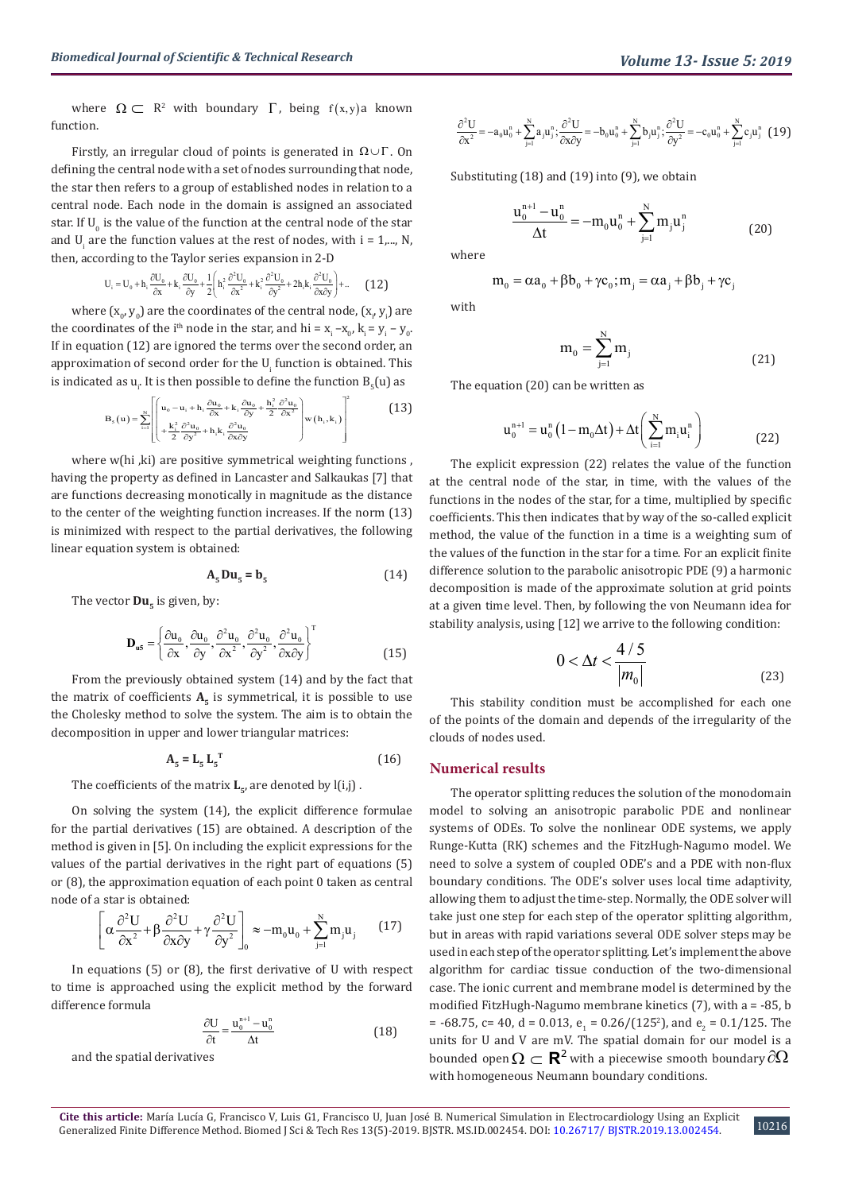where $\Omega \subset R^2$ with boundary $\Gamma$, being $f(x,y)$ a known function.

Firstly, an irregular cloud of points is generated in $\Omega \cup \Gamma$. On defining the central node with a set of nodes surrounding that node, the star then refers to a group of established nodes in relation to a central node. Each node in the domain is assigned an associated star. If $U_0$ is the value of the function at the central node of the star and $U_i$ are the function values at the rest of nodes, with i = 1,..., N, then, according to the Taylor series expansion in 2-D

$$U_i = U_0 + h_i \frac{\partial U_0}{\partial x} + k_i \frac{\partial U_0}{\partial y} + \frac{1}{2}\left( h_i^2 \frac{\partial^2 U_0}{\partial x^2} + k_i^2 \frac{\partial^2 U_0}{\partial y^2} + 2h_i k_i \frac{\partial^2 U_0}{\partial x \partial y} \right) + .. \quad (12)$$

where $(x_0, y_0)$ are the coordinates of the central node, $(x_i, y_i)$ are the coordinates of the $i^{th}$ node in the star, and $h_i = x_i - x_0$, $k_i = y_i - y_0$. If in equation (12) are ignored the terms over the second order, an approximation of second order for the $U_i$ function is obtained. This is indicated as $u_i$. It is then possible to define the function $B_5(u)$ as

$$B_5(u) = \sum_{i=1}^{N} \left[ \left( \begin{array}{l} u_0 - u_i + h_i \frac{\partial u_0}{\partial x} + k_i \frac{\partial u_0}{\partial y} + \frac{h_i^2}{2} \frac{\partial^2 u_0}{\partial x^2} \\ + \frac{k_i^2}{2} \frac{\partial^2 u_0}{\partial y^2} + h_i k_i \frac{\partial^2 u_0}{\partial x \partial y} \end{array} \right) w(h_i, k_i) \right]^2 \quad (13)$$

where w(hi ,ki) are positive symmetrical weighting functions , having the property as defined in Lancaster and Salkaukas [7] that are functions decreasing monotonically in magnitude as the distance to the center of the weighting function increases. If the norm (13) is minimized with respect to the partial derivatives, the following linear equation system is obtained:

$$\mathbf{A_5 Du_5 = b_5} \quad (14)$$

The vector $\mathbf{Du_5}$ is given, by:

$$\mathbf{D_{u5}} = \left\{ \frac{\partial u_0}{\partial x}, \frac{\partial u_0}{\partial y}, \frac{\partial^2 u_0}{\partial x^2}, \frac{\partial^2 u_0}{\partial y^2}, \frac{\partial^2 u_0}{\partial x \partial y} \right\}^T \quad (15)$$

From the previously obtained system (14) and by the fact that the matrix of coefficients $\mathbf{A_5}$ is symmetrical, it is possible to use the Cholesky method to solve the system. The aim is to obtain the decomposition in upper and lower triangular matrices:

$$\mathbf{A_5 = L_5 L_5^T} \quad (16)$$

The coefficients of the matrix $\mathbf{L_5}$, are denoted by l(i,j) .

On solving the system (14), the explicit difference formulae for the partial derivatives (15) are obtained. A description of the method is given in [5]. On including the explicit expressions for the values of the partial derivatives in the right part of equations (5) or (8), the approximation equation of each point 0 taken as central node of a star is obtained:

$$\left[ \alpha \frac{\partial^2 U}{\partial x^2} + \beta \frac{\partial^2 U}{\partial x \partial y} + \gamma \frac{\partial^2 U}{\partial y^2} \right]_0 \approx -m_0 u_0 + \sum_{j=1}^{N} m_j u_j \quad (17)$$

In equations (5) or (8), the first derivative of U with respect to time is approached using the explicit method by the forward difference formula

$$\frac{\partial U}{\partial t} = \frac{u_0^{n+1} - u_0^n}{\Delta t} \quad (18)$$

and the spatial derivatives

$$\frac{\partial^2 U}{\partial x^2} = -a_0 u_0^n + \sum_{j=1}^{N} a_j u_j^n; \frac{\partial^2 U}{\partial x \partial y} = -b_0 u_0^n + \sum_{j=1}^{N} b_j u_j^n; \frac{\partial^2 U}{\partial y^2} = -c_0 u_0^n + \sum_{j=1}^{N} c_j u_j^n \quad (19)$$

Substituting (18) and (19) into (9), we obtain

$$\frac{u_0^{n+1} - u_0^n}{\Delta t} = -m_0 u_0^n + \sum_{j=1}^{N} m_j u_j^n \quad (20)$$

where

$$m_0 = \alpha a_0 + \beta b_0 + \gamma c_0; m_j = \alpha a_j + \beta b_j + \gamma c_j$$

with

$$m_0 = \sum_{j=1}^{N} m_j \quad (21)$$

The equation (20) can be written as

$$u_0^{n+1} = u_0^n \left(1 - m_0 \Delta t\right) + \Delta t \left( \sum_{i=1}^{N} m_i u_i^n \right) \quad (22)$$

The explicit expression (22) relates the value of the function at the central node of the star, in time, with the values of the functions in the nodes of the star, for a time, multiplied by specific coefficients. This then indicates that by way of the so-called explicit method, the value of the function in a time is a weighting sum of the values of the function in the star for a time. For an explicit finite difference solution to the parabolic anisotropic PDE (9) a harmonic decomposition is made of the approximate solution at grid points at a given time level. Then, by following the von Neumann idea for stability analysis, using [12] we arrive to the following condition:

$$0 < \Delta t < \frac{4/5}{|m_0|} \quad (23)$$

This stability condition must be accomplished for each one of the points of the domain and depends of the irregularity of the clouds of nodes used.

## Numerical results

The operator splitting reduces the solution of the monodomain model to solving an anisotropic parabolic PDE and nonlinear systems of ODEs. To solve the nonlinear ODE systems, we apply Runge-Kutta (RK) schemes and the FitzHugh-Nagumo model. We need to solve a system of coupled ODE's and a PDE with non-flux boundary conditions. The ODE's solver uses local time adaptivity, allowing them to adjust the time-step. Normally, the ODE solver will take just one step for each step of the operator splitting algorithm, but in areas with rapid variations several ODE solver steps may be used in each step of the operator splitting. Let's implement the above algorithm for cardiac tissue conduction of the two-dimensional case. The ionic current and membrane model is determined by the modified FitzHugh-Nagumo membrane kinetics (7), with a = -85, b = -68.75, c= 40, d = 0.013, $e_1 = 0.26/(125^2)$, and $e_2 = 0.1/125$. The units for U and V are mV. The spatial domain for our model is a bounded open $\Omega \subset \mathbf{R}^2$ with a piecewise smooth boundary $\partial\Omega$ with homogeneous Neumann boundary conditions.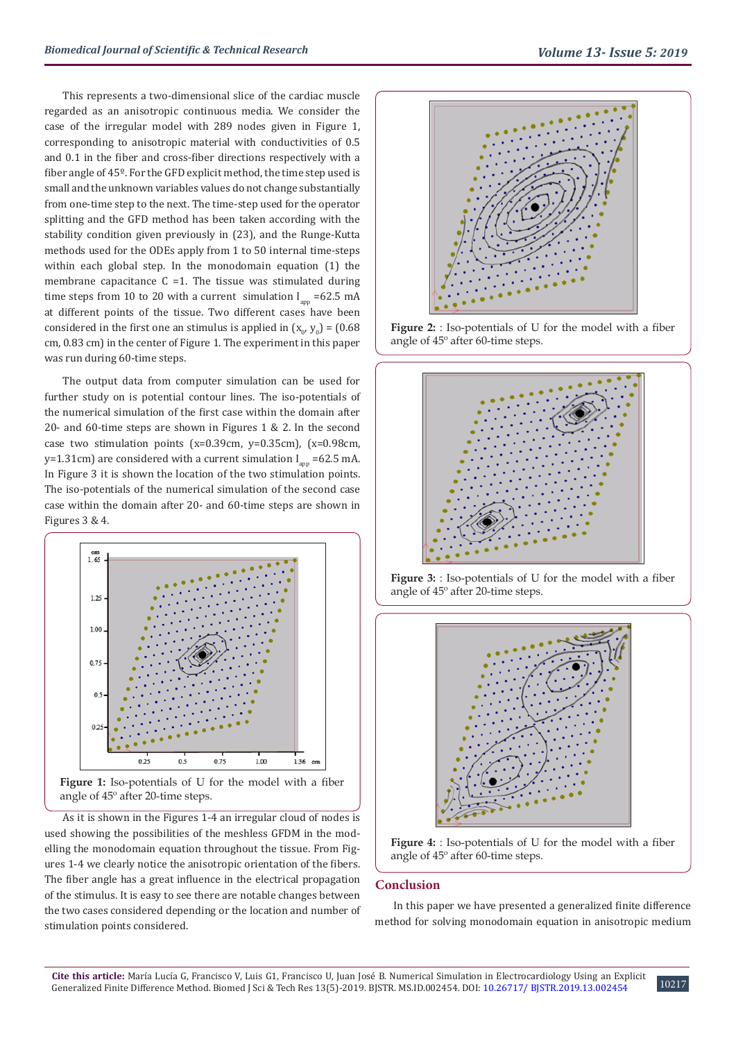This represents a two-dimensional slice of the cardiac muscle regarded as an anisotropic continuous media. We consider the case of the irregular model with 289 nodes given in Figure 1, corresponding to anisotropic material with conductivities of 0.5 and 0.1 in the fiber and cross-fiber directions respectively with a fiber angle of 45º. For the GFD explicit method, the time step used is small and the unknown variables values do not change substantially from one-time step to the next. The time-step used for the operator splitting and the GFD method has been taken according with the stability condition given previously in (23), and the Runge-Kutta methods used for the ODEs apply from 1 to 50 internal time-steps within each global step. In the monodomain equation (1) the membrane capacitance C =1. The tissue was stimulated during time steps from 10 to 20 with a current simulation $I_{app}$ =62.5 mA at different points of the tissue. Two different cases have been considered in the first one an stimulus is applied in $(x_0, y_0)$ = (0.68 cm, 0.83 cm) in the center of Figure 1. The experiment in this paper was run during 60-time steps.

The output data from computer simulation can be used for further study on is potential contour lines. The iso-potentials of the numerical simulation of the first case within the domain after 20- and 60-time steps are shown in Figures 1 & 2. In the second case two stimulation points (x=0.39cm, y=0.35cm), (x=0.98cm, y=1.31cm) are considered with a current simulation $I_{app}$ =62.5 mA. In Figure 3 it is shown the location of the two stimulation points. The iso-potentials of the numerical simulation of the second case case within the domain after 20- and 60-time steps are shown in Figures 3 & 4.

**Figure 1:** Iso-potentials of U for the model with a fiber angle of 45º after 20-time steps.

As it is shown in the Figures 1-4 an irregular cloud of nodes is used showing the possibilities of the meshless GFDM in the modelling the monodomain equation throughout the tissue. From Figures 1-4 we clearly notice the anisotropic orientation of the fibers. The fiber angle has a great influence in the electrical propagation of the stimulus. It is easy to see there are notable changes between the two cases considered depending or the location and number of stimulation points considered.

**Figure 2:** : Iso-potentials of U for the model with a fiber angle of 45º after 60-time steps.

**Figure 3:** : Iso-potentials of U for the model with a fiber angle of 45º after 20-time steps.

**Figure 4:** : Iso-potentials of U for the model with a fiber angle of 45º after 60-time steps.

## Conclusion

In this paper we have presented a generalized finite difference method for solving monodomain equation in anisotropic medium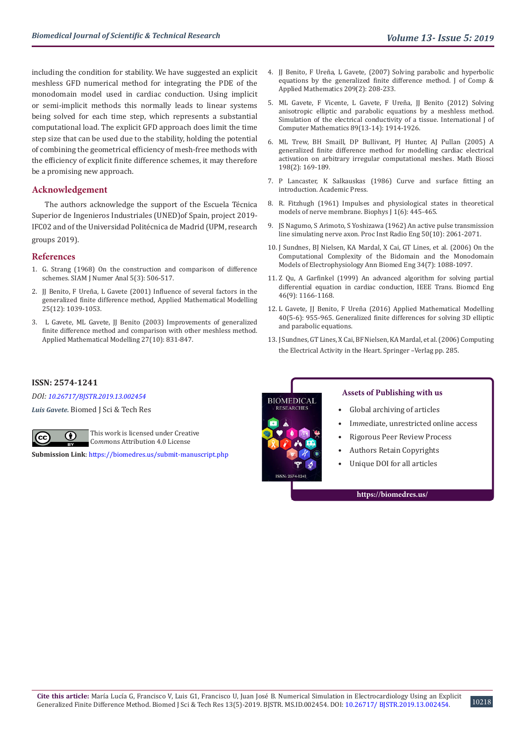including the condition for stability. We have suggested an explicit meshless GFD numerical method for integrating the PDE of the monodomain model used in cardiac conduction. Using implicit or semi-implicit methods this normally leads to linear systems being solved for each time step, which represents a substantial computational load. The explicit GFD approach does limit the time step size that can be used due to the stability, holding the potential of combining the geometrical efficiency of mesh-free methods with the efficiency of explicit finite difference schemes, it may therefore be a promising new approach.

## Acknowledgement

The authors acknowledge the support of the Escuela Técnica Superior de Ingenieros Industriales (UNED)of Spain, project 2019-IFC02 and of the Universidad Politécnica de Madrid (UPM, research groups 2019).

## References

1. G. Strang (1968) On the construction and comparison of difference schemes. SIAM J Numer Anal 5(3): 506-517.
2. JJ Benito, F Ureña, L Gavete (2001) Influence of several factors in the generalized finite difference method, Applied Mathematical Modelling 25(12): 1039-1053.
3. L Gavete, ML Gavete, JJ Benito (2003) Improvements of generalized finite difference method and comparison with other meshless method. Applied Mathematical Modelling 27(10): 831-847.
4. JJ Benito, F Ureña, L Gavete, (2007) Solving parabolic and hyperbolic equations by the generalized finite difference method. J of Comp & Applied Mathematics 209(2): 208-233.
5. ML Gavete, F Vicente, L Gavete, F Ureña, JJ Benito (2012) Solving anisotropic elliptic and parabolic equations by a meshless method. Simulation of the electrical conductivity of a tissue. International J of Computer Mathematics 89(13-14): 1914-1926.
6. ML Trew, BH Smaill, DP Bullivant, PJ Hunter, AJ Pullan (2005) A generalized finite difference method for modelling cardiac electrical activation on arbitrary irregular computational meshes. Math Biosci 198(2): 169-189.
7. P Lancaster, K Salkauskas (1986) Curve and surface fitting an introduction. Academic Press.
8. R. Fitzhugh (1961) Impulses and physiological states in theoretical models of nerve membrane. Biophys J 1(6): 445-465.
9. JS Nagumo, S Arimoto, S Yoshizawa (1962) An active pulse transmission line simulating nerve axon. Proc Inst Radio Eng 50(10): 2061-2071.
10. J Sundnes, BJ Nielsen, KA Mardal, X Cai, GT Lines, et al. (2006) On the Computational Complexity of the Bidomain and the Monodomain Models of Electrophysiology Ann Biomed Eng 34(7): 1088-1097.
11. Z Qu, A Garfinkel (1999) An advanced algorithm for solving partial differential equation in cardiac conduction, IEEE Trans. Biomcd Eng 46(9): 1166-1168.
12. L Gavete, JJ Benito, F Ureña (2016) Applied Mathematical Modelling 40(5-6): 955-965. Generalized finite differences for solving 3D elliptic and parabolic equations.
13. J Sundnes, GT Lines, X Cai, BF Nielsen, KA Mardal, et al. (2006) Computing the Electrical Activity in the Heart. Springer –Verlag pp. 285.

**ISSN: 2574-1241**

*DOI: 10.26717/BJSTR.2019.13.002454*

*Luis Gavete.* Biomed J Sci & Tech Res

This work is licensed under Creative Commons Attribution 4.0 License

**Submission Link**: https://biomedres.us/submit-manuscript.php

**Assets of Publishing with us**

- Global archiving of articles
- Immediate, unrestricted online access
- Rigorous Peer Review Process
- Authors Retain Copyrights
- Unique DOI for all articles

https://biomedres.us/

**Cite this article:** María Lucía G, Francisco V, Luis G1, Francisco U, Juan José B. Numerical Simulation in Electrocardiology Using an Explicit Generalized Finite Difference Method. Biomed J Sci & Tech Res 13(5)-2019. BJSTR. MS.ID.002454. DOI: 10.26717/ BJSTR.2019.13.002454.